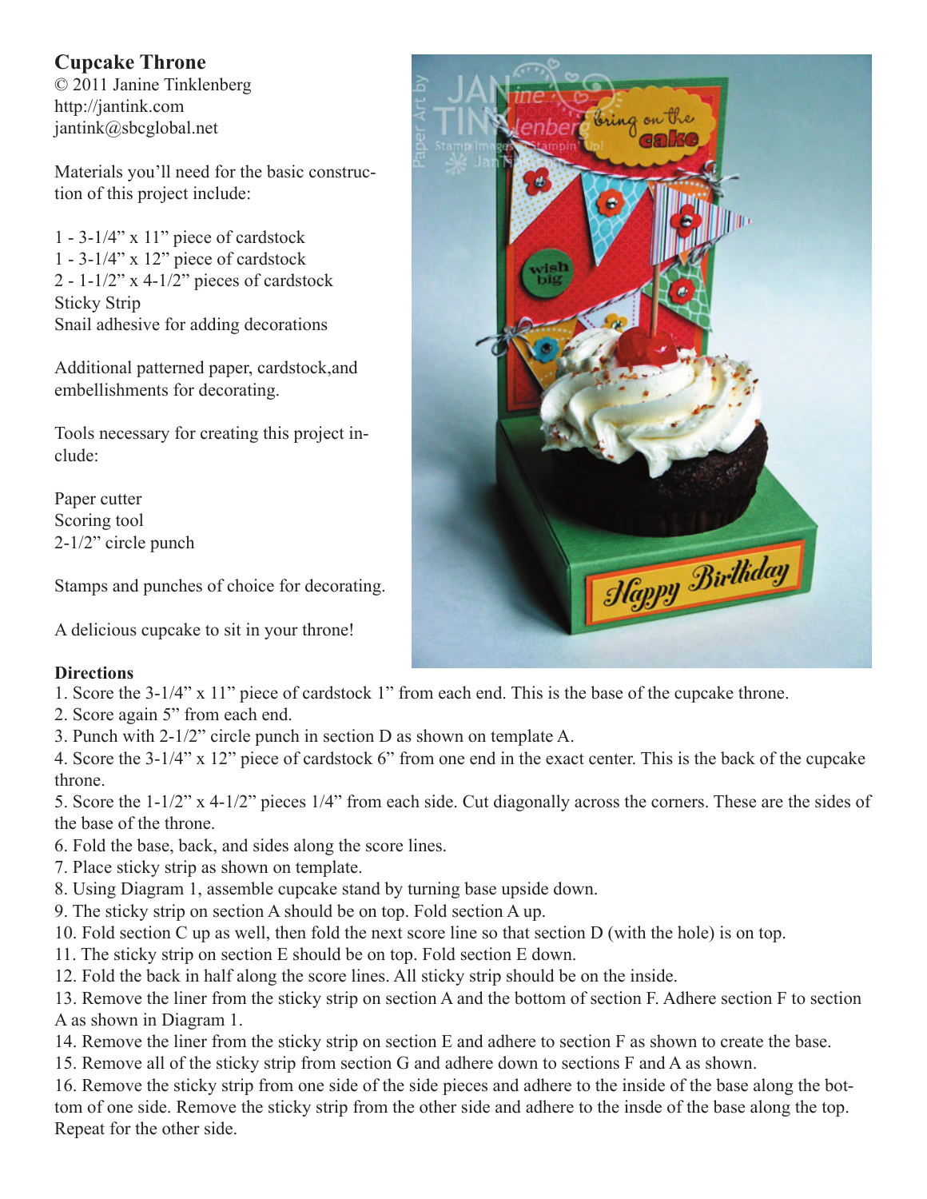# Cupcake Throne

© 2011 Janine Tinklenberg
http://jantink.com
jantink@sbcglobal.net

Materials you'll need for the basic construction of this project include:

1 - 3-1/4" x 11" piece of cardstock
1 - 3-1/4" x 12" piece of cardstock
2 - 1-1/2" x 4-1/2" pieces of cardstock
Sticky Strip
Snail adhesive for adding decorations

Additional patterned paper, cardstock, and embellishments for decorating.

Tools necessary for creating this project include:

Paper cutter
Scoring tool
2-1/2" circle punch

Stamps and punches of choice for decorating.

A delicious cupcake to sit in your throne!

## Directions

1. Score the 3-1/4" x 11" piece of cardstock 1" from each end. This is the base of the cupcake throne.
2. Score again 5" from each end.
3. Punch with 2-1/2" circle punch in section D as shown on template A.
4. Score the 3-1/4" x 12" piece of cardstock 6" from one end in the exact center. This is the back of the cupcake throne.
5. Score the 1-1/2" x 4-1/2" pieces 1/4" from each side. Cut diagonally across the corners. These are the sides of the base of the throne.
6. Fold the base, back, and sides along the score lines.
7. Place sticky strip as shown on template.
8. Using Diagram 1, assemble cupcake stand by turning base upside down.
9. The sticky strip on section A should be on top. Fold section A up.
10. Fold section C up as well, then fold the next score line so that section D (with the hole) is on top.
11. The sticky strip on section E should be on top. Fold section E down.
12. Fold the back in half along the score lines. All sticky strip should be on the inside.
13. Remove the liner from the sticky strip on section A and the bottom of section F. Adhere section F to section A as shown in Diagram 1.
14. Remove the liner from the sticky strip on section E and adhere to section F as shown to create the base.
15. Remove all of the sticky strip from section G and adhere down to sections F and A as shown.
16. Remove the sticky strip from one side of the side pieces and adhere to the inside of the base along the bottom of one side. Remove the sticky strip from the other side and adhere to the insde of the base along the top. Repeat for the other side.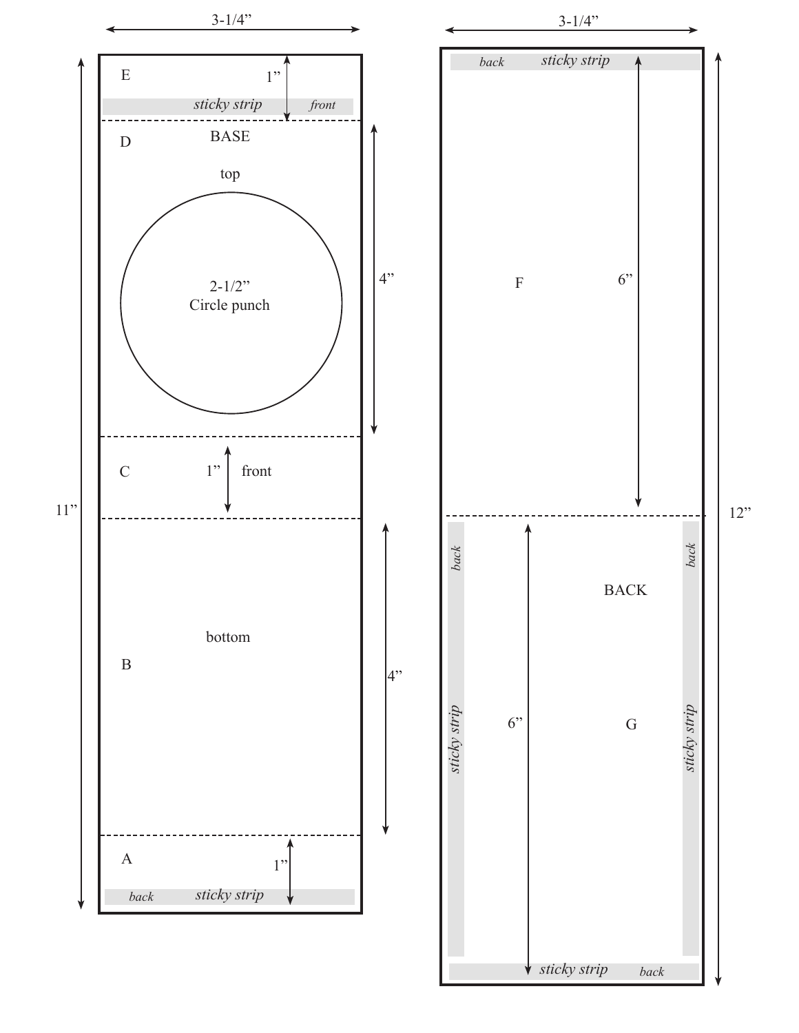3-1/4"

E

1"

*sticky strip* *front*

D BASE

top

2-1/2"
Circle punch

4"

C 1" front

11"

B bottom

4"

A 1"

*back* *sticky strip*

3-1/4"

*back* *sticky strip*

F 6"

12"

*back* BACK *back*

*sticky strip* 6" G *sticky strip*

*sticky strip* *back*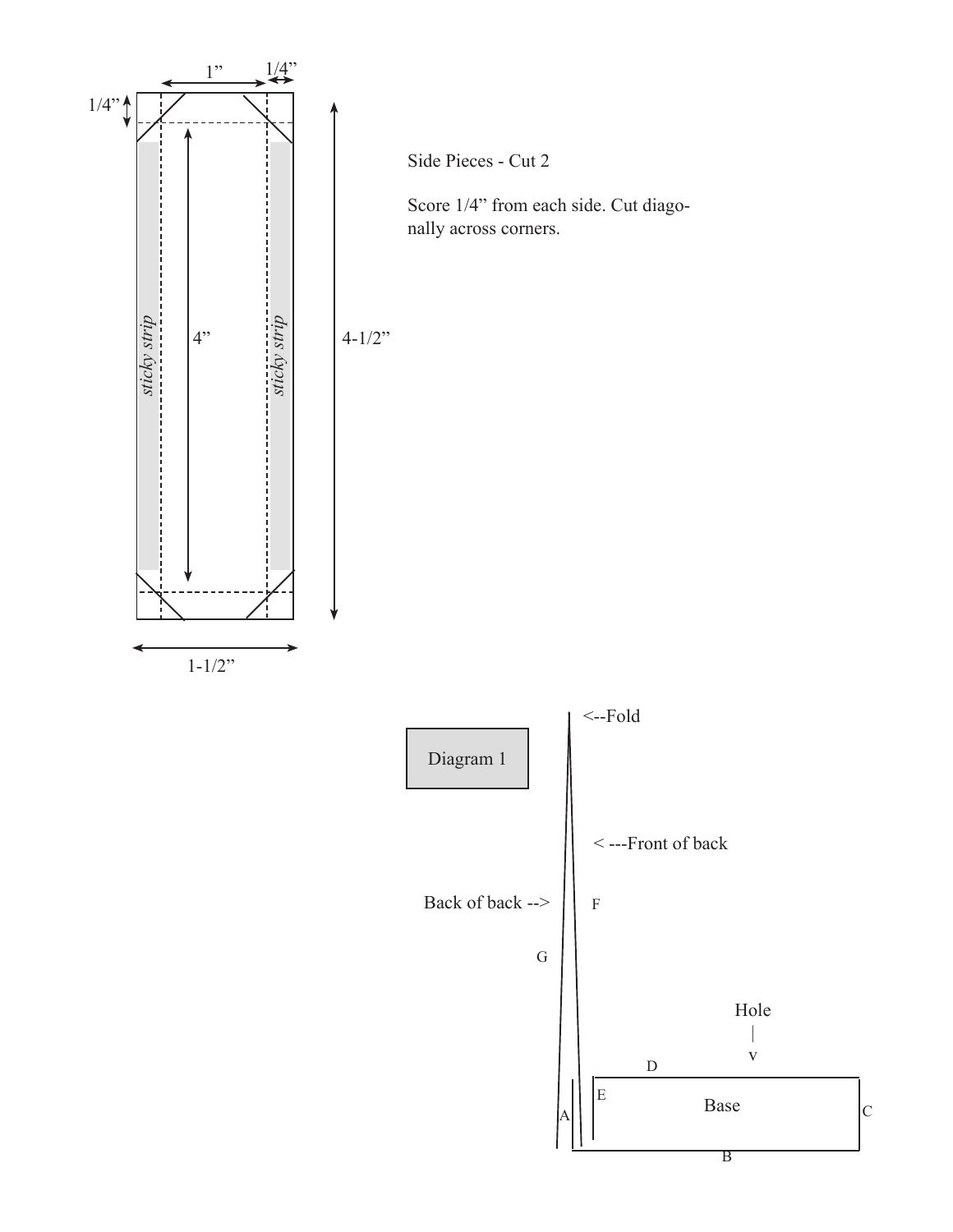1"

1/4"

1/4"

*sticky strip*

4"

*sticky strip*

4-1/2"

1-1/2"

Side Pieces - Cut 2

Score 1/4" from each side. Cut diagonally across corners.

Diagram 1

<--Fold

< ---Front of back

Back of back -->

F

G

Hole

v

D

E

Base

A

C

B